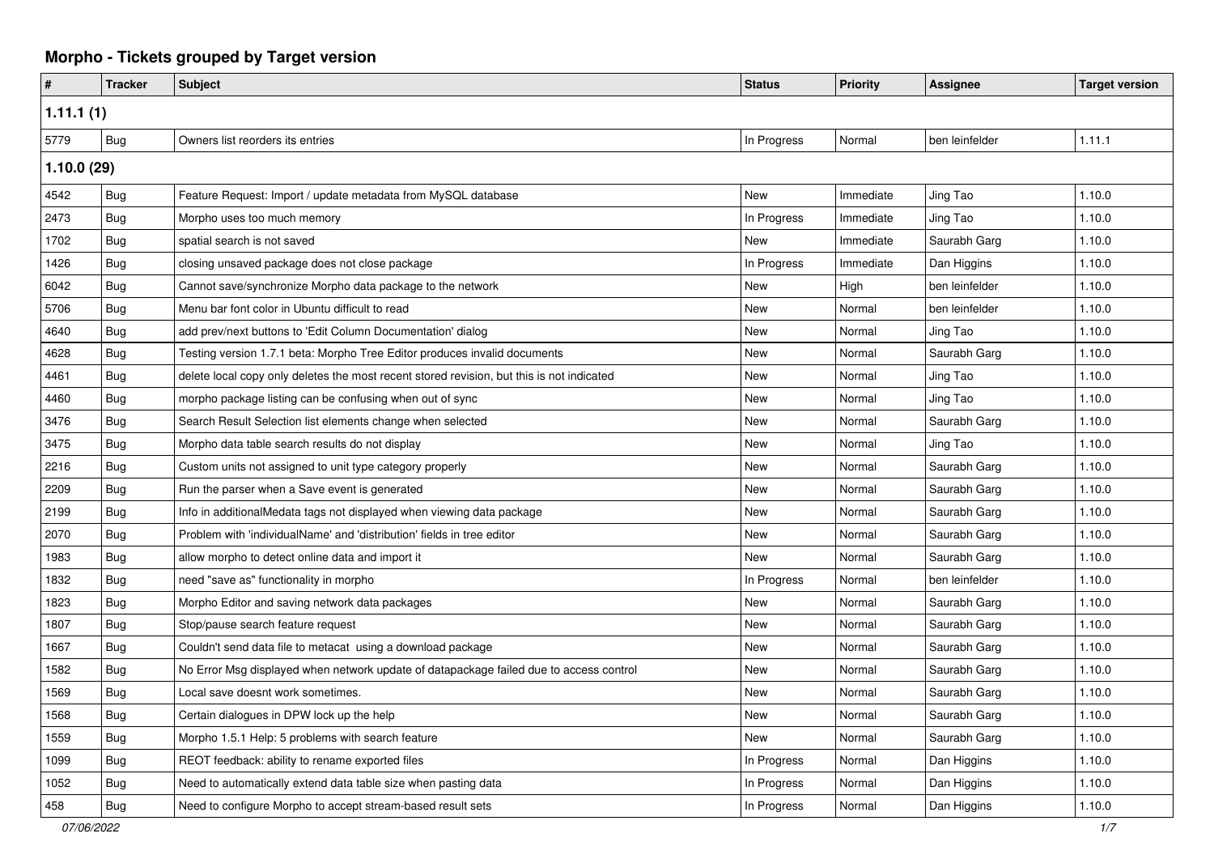# Morpho - Tickets grouped by Target version

| # | Tracker | Subject | Status | Priority | Assignee | Target version |
|---|---|---|---|---|---|---|
| **1.11.1 (1)** | | | | | | |
| 5779 | Bug | Owners list reorders its entries | In Progress | Normal | ben leinfelder | 1.11.1 |
| **1.10.0 (29)** | | | | | | |
| 4542 | Bug | Feature Request: Import / update metadata from MySQL database | New | Immediate | Jing Tao | 1.10.0 |
| 2473 | Bug | Morpho uses too much memory | In Progress | Immediate | Jing Tao | 1.10.0 |
| 1702 | Bug | spatial search is not saved | New | Immediate | Saurabh Garg | 1.10.0 |
| 1426 | Bug | closing unsaved package does not close package | In Progress | Immediate | Dan Higgins | 1.10.0 |
| 6042 | Bug | Cannot save/synchronize Morpho data package to the network | New | High | ben leinfelder | 1.10.0 |
| 5706 | Bug | Menu bar font color in Ubuntu difficult to read | New | Normal | ben leinfelder | 1.10.0 |
| 4640 | Bug | add prev/next buttons to 'Edit Column Documentation' dialog | New | Normal | Jing Tao | 1.10.0 |
| 4628 | Bug | Testing version 1.7.1 beta: Morpho Tree Editor produces invalid documents | New | Normal | Saurabh Garg | 1.10.0 |
| 4461 | Bug | delete local copy only deletes the most recent stored revision, but this is not indicated | New | Normal | Jing Tao | 1.10.0 |
| 4460 | Bug | morpho package listing can be confusing when out of sync | New | Normal | Jing Tao | 1.10.0 |
| 3476 | Bug | Search Result Selection list elements change when selected | New | Normal | Saurabh Garg | 1.10.0 |
| 3475 | Bug | Morpho data table search results do not display | New | Normal | Jing Tao | 1.10.0 |
| 2216 | Bug | Custom units not assigned to unit type category properly | New | Normal | Saurabh Garg | 1.10.0 |
| 2209 | Bug | Run the parser when a Save event is generated | New | Normal | Saurabh Garg | 1.10.0 |
| 2199 | Bug | Info in additionalMedata tags not displayed when viewing data package | New | Normal | Saurabh Garg | 1.10.0 |
| 2070 | Bug | Problem with 'individualName' and 'distribution' fields in tree editor | New | Normal | Saurabh Garg | 1.10.0 |
| 1983 | Bug | allow morpho to detect online data and import it | New | Normal | Saurabh Garg | 1.10.0 |
| 1832 | Bug | need "save as" functionality in morpho | In Progress | Normal | ben leinfelder | 1.10.0 |
| 1823 | Bug | Morpho Editor and saving network data packages | New | Normal | Saurabh Garg | 1.10.0 |
| 1807 | Bug | Stop/pause search feature request | New | Normal | Saurabh Garg | 1.10.0 |
| 1667 | Bug | Couldn't send data file to metacat using a download package | New | Normal | Saurabh Garg | 1.10.0 |
| 1582 | Bug | No Error Msg displayed when network update of datapackage failed due to access control | New | Normal | Saurabh Garg | 1.10.0 |
| 1569 | Bug | Local save doesnt work sometimes. | New | Normal | Saurabh Garg | 1.10.0 |
| 1568 | Bug | Certain dialogues in DPW lock up the help | New | Normal | Saurabh Garg | 1.10.0 |
| 1559 | Bug | Morpho 1.5.1 Help: 5 problems with search feature | New | Normal | Saurabh Garg | 1.10.0 |
| 1099 | Bug | REOT feedback: ability to rename exported files | In Progress | Normal | Dan Higgins | 1.10.0 |
| 1052 | Bug | Need to automatically extend data table size when pasting data | In Progress | Normal | Dan Higgins | 1.10.0 |
| 458 | Bug | Need to configure Morpho to accept stream-based result sets | In Progress | Normal | Dan Higgins | 1.10.0 |

*07/06/2022*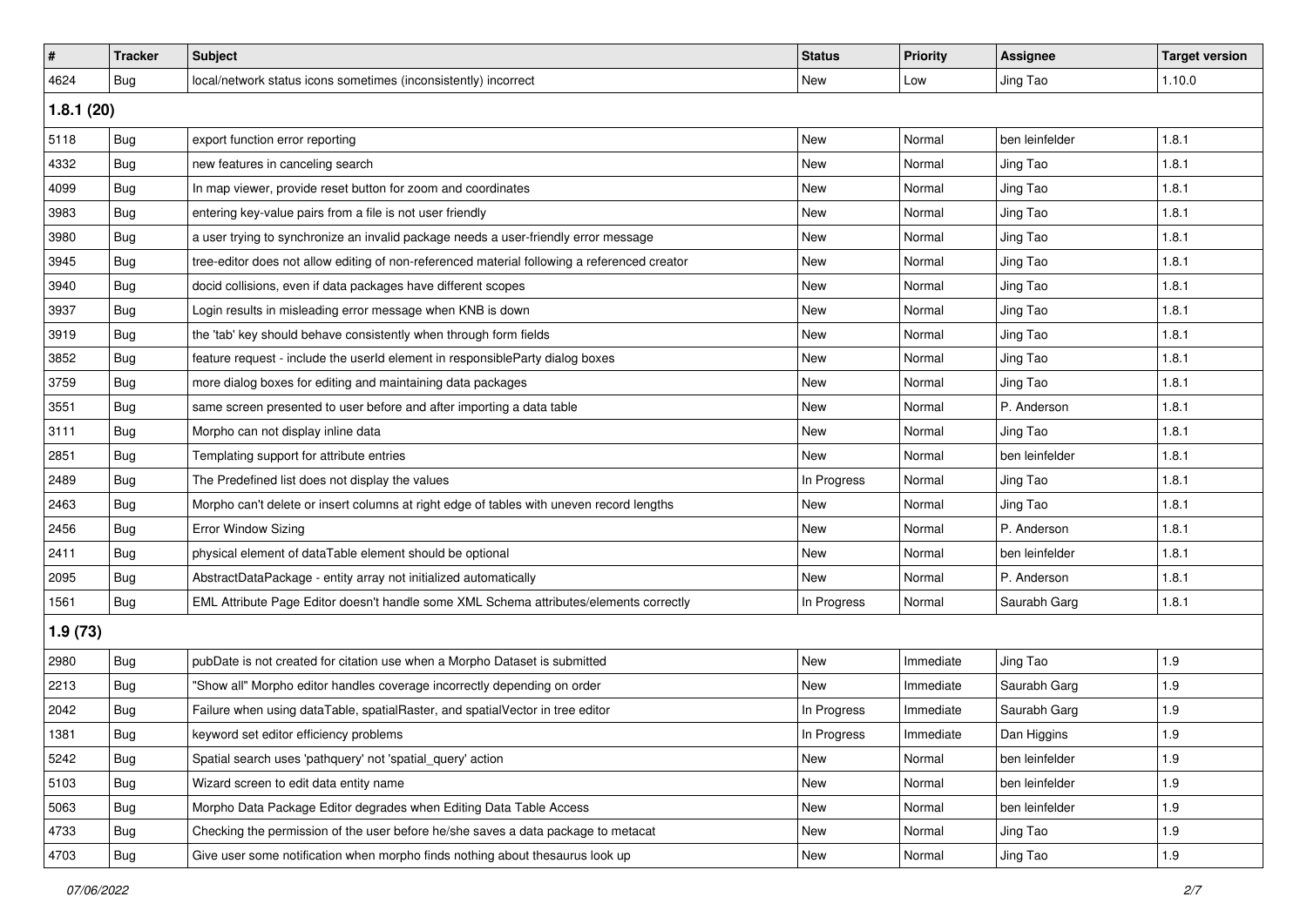| # | Tracker | Subject | Status | Priority | Assignee | Target version |
|---|---|---|---|---|---|---|
| 4624 | Bug | local/network status icons sometimes (inconsistently) incorrect | New | Low | Jing Tao | 1.10.0 |
| **1.8.1 (20)** | | | | | | |
| 5118 | Bug | export function error reporting | New | Normal | ben leinfelder | 1.8.1 |
| 4332 | Bug | new features in canceling search | New | Normal | Jing Tao | 1.8.1 |
| 4099 | Bug | In map viewer, provide reset button for zoom and coordinates | New | Normal | Jing Tao | 1.8.1 |
| 3983 | Bug | entering key-value pairs from a file is not user friendly | New | Normal | Jing Tao | 1.8.1 |
| 3980 | Bug | a user trying to synchronize an invalid package needs a user-friendly error message | New | Normal | Jing Tao | 1.8.1 |
| 3945 | Bug | tree-editor does not allow editing of non-referenced material following a referenced creator | New | Normal | Jing Tao | 1.8.1 |
| 3940 | Bug | docid collisions, even if data packages have different scopes | New | Normal | Jing Tao | 1.8.1 |
| 3937 | Bug | Login results in misleading error message when KNB is down | New | Normal | Jing Tao | 1.8.1 |
| 3919 | Bug | the 'tab' key should behave consistently when through form fields | New | Normal | Jing Tao | 1.8.1 |
| 3852 | Bug | feature request - include the userId element in responsibleParty dialog boxes | New | Normal | Jing Tao | 1.8.1 |
| 3759 | Bug | more dialog boxes for editing and maintaining data packages | New | Normal | Jing Tao | 1.8.1 |
| 3551 | Bug | same screen presented to user before and after importing a data table | New | Normal | P. Anderson | 1.8.1 |
| 3111 | Bug | Morpho can not display inline data | New | Normal | Jing Tao | 1.8.1 |
| 2851 | Bug | Templating support for attribute entries | New | Normal | ben leinfelder | 1.8.1 |
| 2489 | Bug | The Predefined list does not display the values | In Progress | Normal | Jing Tao | 1.8.1 |
| 2463 | Bug | Morpho can't delete or insert columns at right edge of tables with uneven record lengths | New | Normal | Jing Tao | 1.8.1 |
| 2456 | Bug | Error Window Sizing | New | Normal | P. Anderson | 1.8.1 |
| 2411 | Bug | physical element of dataTable element should be optional | New | Normal | ben leinfelder | 1.8.1 |
| 2095 | Bug | AbstractDataPackage - entity array not initialized automatically | New | Normal | P. Anderson | 1.8.1 |
| 1561 | Bug | EML Attribute Page Editor doesn't handle some XML Schema attributes/elements correctly | In Progress | Normal | Saurabh Garg | 1.8.1 |
| **1.9 (73)** | | | | | | |
| 2980 | Bug | pubDate is not created for citation use when a Morpho Dataset is submitted | New | Immediate | Jing Tao | 1.9 |
| 2213 | Bug | "Show all" Morpho editor handles coverage incorrectly depending on order | New | Immediate | Saurabh Garg | 1.9 |
| 2042 | Bug | Failure when using dataTable, spatialRaster, and spatialVector in tree editor | In Progress | Immediate | Saurabh Garg | 1.9 |
| 1381 | Bug | keyword set editor efficiency problems | In Progress | Immediate | Dan Higgins | 1.9 |
| 5242 | Bug | Spatial search uses 'pathquery' not 'spatial_query' action | New | Normal | ben leinfelder | 1.9 |
| 5103 | Bug | Wizard screen to edit data entity name | New | Normal | ben leinfelder | 1.9 |
| 5063 | Bug | Morpho Data Package Editor degrades when Editing Data Table Access | New | Normal | ben leinfelder | 1.9 |
| 4733 | Bug | Checking the permission of the user before he/she saves a data package to metacat | New | Normal | Jing Tao | 1.9 |
| 4703 | Bug | Give user some notification when morpho finds nothing about thesaurus look up | New | Normal | Jing Tao | 1.9 |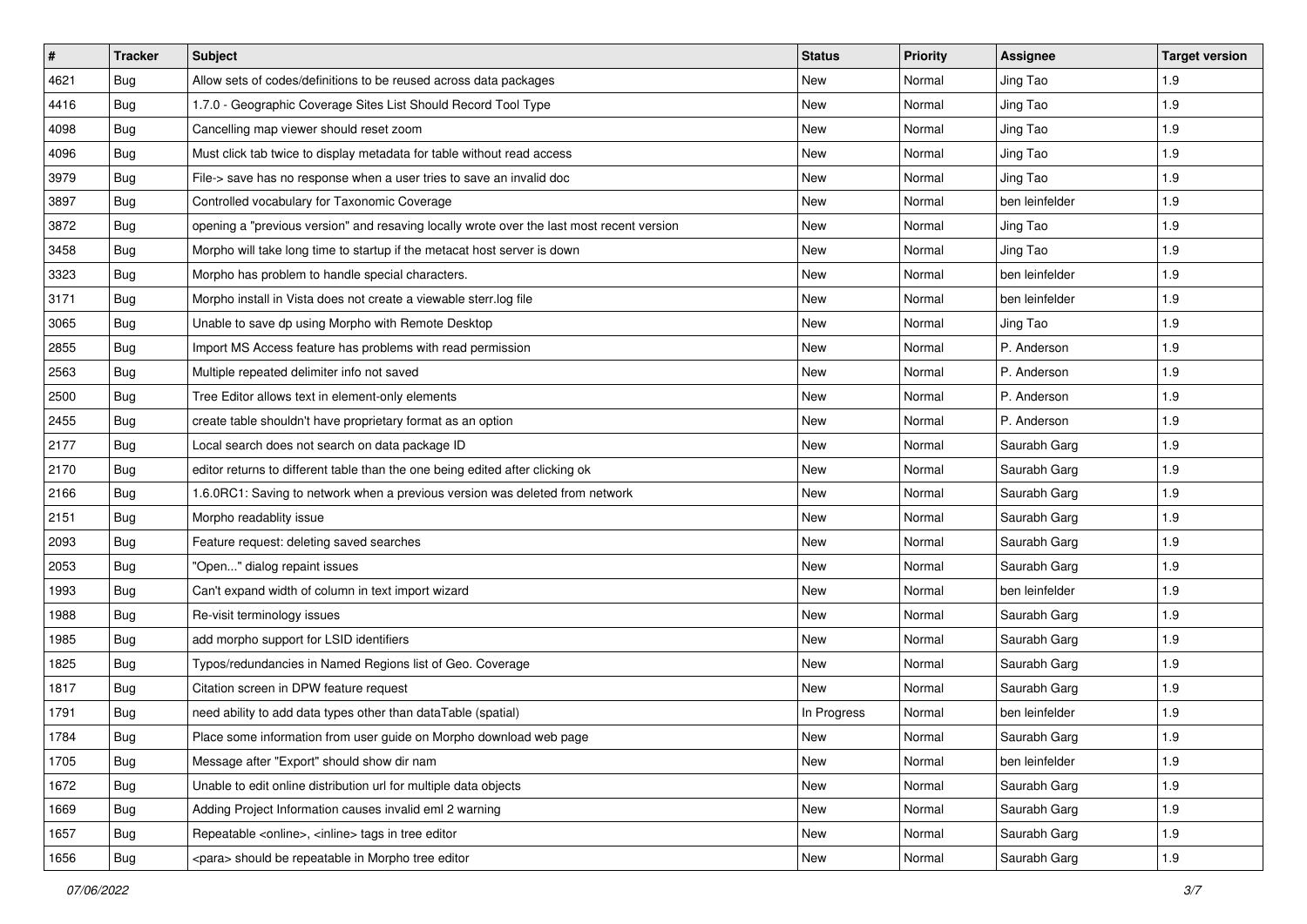| # | Tracker | Subject | Status | Priority | Assignee | Target version |
|---|---|---|---|---|---|---|
| 4621 | Bug | Allow sets of codes/definitions to be reused across data packages | New | Normal | Jing Tao | 1.9 |
| 4416 | Bug | 1.7.0 - Geographic Coverage Sites List Should Record Tool Type | New | Normal | Jing Tao | 1.9 |
| 4098 | Bug | Cancelling map viewer should reset zoom | New | Normal | Jing Tao | 1.9 |
| 4096 | Bug | Must click tab twice to display metadata for table without read access | New | Normal | Jing Tao | 1.9 |
| 3979 | Bug | File-> save has no response when a user tries to save an invalid doc | New | Normal | Jing Tao | 1.9 |
| 3897 | Bug | Controlled vocabulary for Taxonomic Coverage | New | Normal | ben leinfelder | 1.9 |
| 3872 | Bug | opening a "previous version" and resaving locally wrote over the last most recent version | New | Normal | Jing Tao | 1.9 |
| 3458 | Bug | Morpho will take long time to startup if the metacat host server is down | New | Normal | Jing Tao | 1.9 |
| 3323 | Bug | Morpho has problem to handle special characters. | New | Normal | ben leinfelder | 1.9 |
| 3171 | Bug | Morpho install in Vista does not create a viewable sterr.log file | New | Normal | ben leinfelder | 1.9 |
| 3065 | Bug | Unable to save dp using Morpho with Remote Desktop | New | Normal | Jing Tao | 1.9 |
| 2855 | Bug | Import MS Access feature has problems with read permission | New | Normal | P. Anderson | 1.9 |
| 2563 | Bug | Multiple repeated delimiter info not saved | New | Normal | P. Anderson | 1.9 |
| 2500 | Bug | Tree Editor allows text in element-only elements | New | Normal | P. Anderson | 1.9 |
| 2455 | Bug | create table shouldn't have proprietary format as an option | New | Normal | P. Anderson | 1.9 |
| 2177 | Bug | Local search does not search on data package ID | New | Normal | Saurabh Garg | 1.9 |
| 2170 | Bug | editor returns to different table than the one being edited after clicking ok | New | Normal | Saurabh Garg | 1.9 |
| 2166 | Bug | 1.6.0RC1: Saving to network when a previous version was deleted from network | New | Normal | Saurabh Garg | 1.9 |
| 2151 | Bug | Morpho readablity issue | New | Normal | Saurabh Garg | 1.9 |
| 2093 | Bug | Feature request: deleting saved searches | New | Normal | Saurabh Garg | 1.9 |
| 2053 | Bug | "Open..." dialog repaint issues | New | Normal | Saurabh Garg | 1.9 |
| 1993 | Bug | Can't expand width of column in text import wizard | New | Normal | ben leinfelder | 1.9 |
| 1988 | Bug | Re-visit terminology issues | New | Normal | Saurabh Garg | 1.9 |
| 1985 | Bug | add morpho support for LSID identifiers | New | Normal | Saurabh Garg | 1.9 |
| 1825 | Bug | Typos/redundancies in Named Regions list of Geo. Coverage | New | Normal | Saurabh Garg | 1.9 |
| 1817 | Bug | Citation screen in DPW feature request | New | Normal | Saurabh Garg | 1.9 |
| 1791 | Bug | need ability to add data types other than dataTable (spatial) | In Progress | Normal | ben leinfelder | 1.9 |
| 1784 | Bug | Place some information from user guide on Morpho download web page | New | Normal | Saurabh Garg | 1.9 |
| 1705 | Bug | Message after "Export" should show dir nam | New | Normal | ben leinfelder | 1.9 |
| 1672 | Bug | Unable to edit online distribution url for multiple data objects | New | Normal | Saurabh Garg | 1.9 |
| 1669 | Bug | Adding Project Information causes invalid eml 2 warning | New | Normal | Saurabh Garg | 1.9 |
| 1657 | Bug | Repeatable <online>, <inline> tags in tree editor | New | Normal | Saurabh Garg | 1.9 |
| 1656 | Bug | <para> should be repeatable in Morpho tree editor | New | Normal | Saurabh Garg | 1.9 |

*07/06/2022*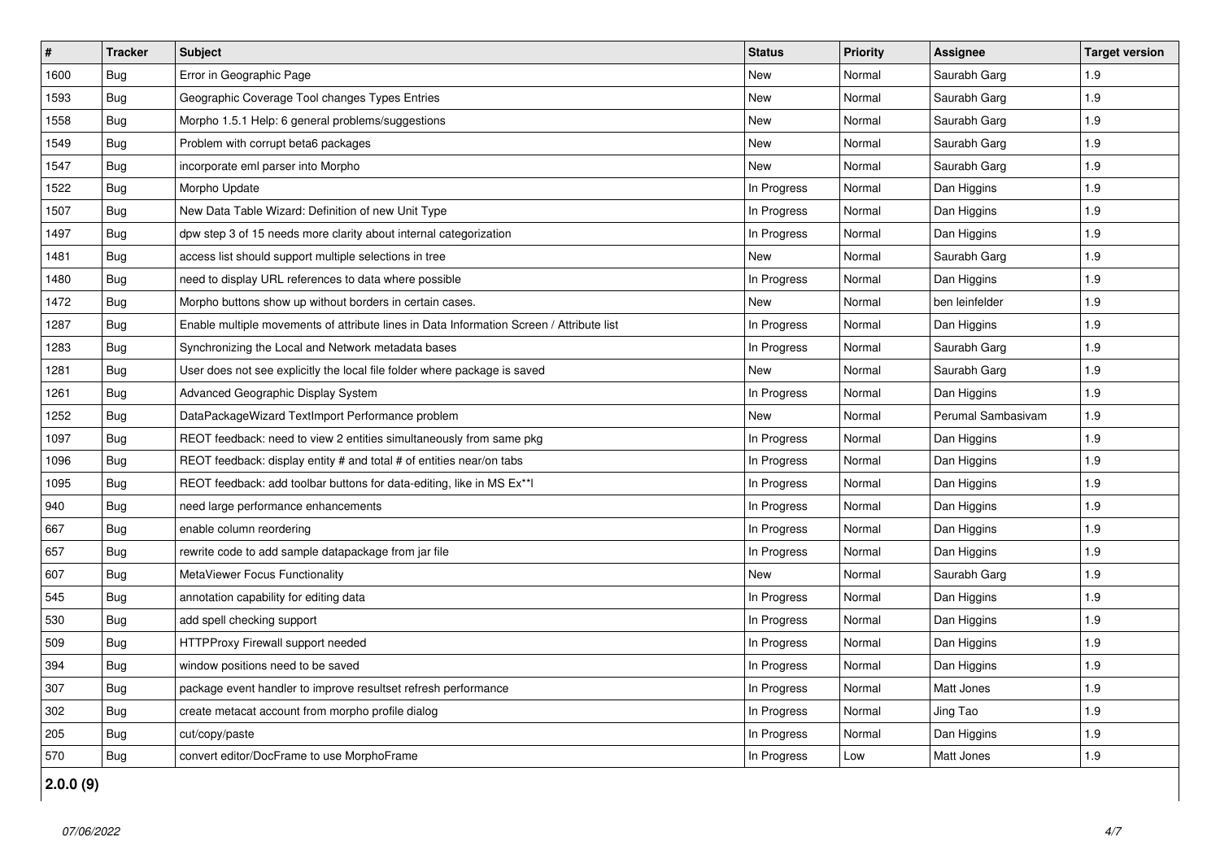| # | Tracker | Subject | Status | Priority | Assignee | Target version |
|---|---|---|---|---|---|---|
| 1600 | Bug | Error in Geographic Page | New | Normal | Saurabh Garg | 1.9 |
| 1593 | Bug | Geographic Coverage Tool changes Types Entries | New | Normal | Saurabh Garg | 1.9 |
| 1558 | Bug | Morpho 1.5.1 Help: 6 general problems/suggestions | New | Normal | Saurabh Garg | 1.9 |
| 1549 | Bug | Problem with corrupt beta6 packages | New | Normal | Saurabh Garg | 1.9 |
| 1547 | Bug | incorporate eml parser into Morpho | New | Normal | Saurabh Garg | 1.9 |
| 1522 | Bug | Morpho Update | In Progress | Normal | Dan Higgins | 1.9 |
| 1507 | Bug | New Data Table Wizard: Definition of new Unit Type | In Progress | Normal | Dan Higgins | 1.9 |
| 1497 | Bug | dpw step 3 of 15 needs more clarity about internal categorization | In Progress | Normal | Dan Higgins | 1.9 |
| 1481 | Bug | access list should support multiple selections in tree | New | Normal | Saurabh Garg | 1.9 |
| 1480 | Bug | need to display URL references to data where possible | In Progress | Normal | Dan Higgins | 1.9 |
| 1472 | Bug | Morpho buttons show up without borders in certain cases. | New | Normal | ben leinfelder | 1.9 |
| 1287 | Bug | Enable multiple movements of attribute lines in Data Information Screen / Attribute list | In Progress | Normal | Dan Higgins | 1.9 |
| 1283 | Bug | Synchronizing the Local and Network metadata bases | In Progress | Normal | Saurabh Garg | 1.9 |
| 1281 | Bug | User does not see explicitly the local file folder where package is saved | New | Normal | Saurabh Garg | 1.9 |
| 1261 | Bug | Advanced Geographic Display System | In Progress | Normal | Dan Higgins | 1.9 |
| 1252 | Bug | DataPackageWizard TextImport Performance problem | New | Normal | Perumal Sambasivam | 1.9 |
| 1097 | Bug | REOT feedback: need to view 2 entities simultaneously from same pkg | In Progress | Normal | Dan Higgins | 1.9 |
| 1096 | Bug | REOT feedback: display entity # and total # of entities near/on tabs | In Progress | Normal | Dan Higgins | 1.9 |
| 1095 | Bug | REOT feedback: add toolbar buttons for data-editing, like in MS Ex**l | In Progress | Normal | Dan Higgins | 1.9 |
| 940 | Bug | need large performance enhancements | In Progress | Normal | Dan Higgins | 1.9 |
| 667 | Bug | enable column reordering | In Progress | Normal | Dan Higgins | 1.9 |
| 657 | Bug | rewrite code to add sample datapackage from jar file | In Progress | Normal | Dan Higgins | 1.9 |
| 607 | Bug | MetaViewer Focus Functionality | New | Normal | Saurabh Garg | 1.9 |
| 545 | Bug | annotation capability for editing data | In Progress | Normal | Dan Higgins | 1.9 |
| 530 | Bug | add spell checking support | In Progress | Normal | Dan Higgins | 1.9 |
| 509 | Bug | HTTPProxy Firewall support needed | In Progress | Normal | Dan Higgins | 1.9 |
| 394 | Bug | window positions need to be saved | In Progress | Normal | Dan Higgins | 1.9 |
| 307 | Bug | package event handler to improve resultset refresh performance | In Progress | Normal | Matt Jones | 1.9 |
| 302 | Bug | create metacat account from morpho profile dialog | In Progress | Normal | Jing Tao | 1.9 |
| 205 | Bug | cut/copy/paste | In Progress | Normal | Dan Higgins | 1.9 |
| 570 | Bug | convert editor/DocFrame to use MorphoFrame | In Progress | Low | Matt Jones | 1.9 |

**2.0.0 (9)**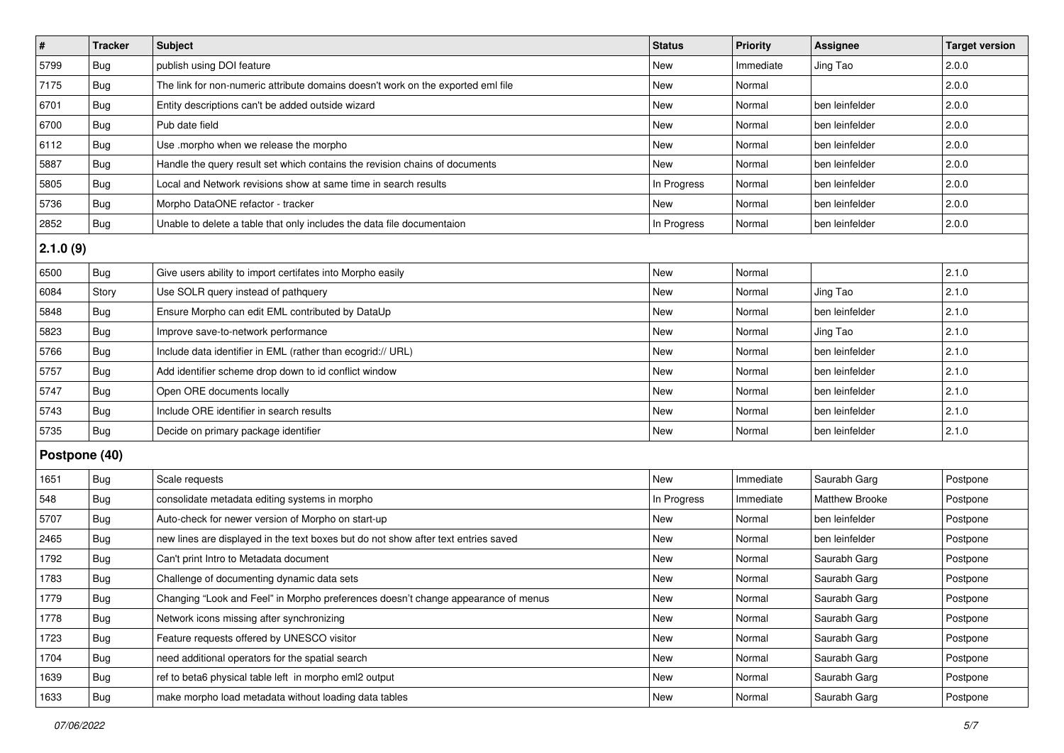| # | Tracker | Subject | Status | Priority | Assignee | Target version |
|---|---|---|---|---|---|---|
| 5799 | Bug | publish using DOI feature | New | Immediate | Jing Tao | 2.0.0 |
| 7175 | Bug | The link for non-numeric attribute domains doesn't work on the exported eml file | New | Normal | | 2.0.0 |
| 6701 | Bug | Entity descriptions can't be added outside wizard | New | Normal | ben leinfelder | 2.0.0 |
| 6700 | Bug | Pub date field | New | Normal | ben leinfelder | 2.0.0 |
| 6112 | Bug | Use .morpho when we release the morpho | New | Normal | ben leinfelder | 2.0.0 |
| 5887 | Bug | Handle the query result set which contains the revision chains of documents | New | Normal | ben leinfelder | 2.0.0 |
| 5805 | Bug | Local and Network revisions show at same time in search results | In Progress | Normal | ben leinfelder | 2.0.0 |
| 5736 | Bug | Morpho DataONE refactor - tracker | New | Normal | ben leinfelder | 2.0.0 |
| 2852 | Bug | Unable to delete a table that only includes the data file documentaion | In Progress | Normal | ben leinfelder | 2.0.0 |
| **2.1.0 (9)** | | | | | | |
| 6500 | Bug | Give users ability to import certifates into Morpho easily | New | Normal | | 2.1.0 |
| 6084 | Story | Use SOLR query instead of pathquery | New | Normal | Jing Tao | 2.1.0 |
| 5848 | Bug | Ensure Morpho can edit EML contributed by DataUp | New | Normal | ben leinfelder | 2.1.0 |
| 5823 | Bug | Improve save-to-network performance | New | Normal | Jing Tao | 2.1.0 |
| 5766 | Bug | Include data identifier in EML (rather than ecogrid:// URL) | New | Normal | ben leinfelder | 2.1.0 |
| 5757 | Bug | Add identifier scheme drop down to id conflict window | New | Normal | ben leinfelder | 2.1.0 |
| 5747 | Bug | Open ORE documents locally | New | Normal | ben leinfelder | 2.1.0 |
| 5743 | Bug | Include ORE identifier in search results | New | Normal | ben leinfelder | 2.1.0 |
| 5735 | Bug | Decide on primary package identifier | New | Normal | ben leinfelder | 2.1.0 |
| **Postpone (40)** | | | | | | |
| 1651 | Bug | Scale requests | New | Immediate | Saurabh Garg | Postpone |
| 548 | Bug | consolidate metadata editing systems in morpho | In Progress | Immediate | Matthew Brooke | Postpone |
| 5707 | Bug | Auto-check for newer version of Morpho on start-up | New | Normal | ben leinfelder | Postpone |
| 2465 | Bug | new lines are displayed in the text boxes but do not show after text entries saved | New | Normal | ben leinfelder | Postpone |
| 1792 | Bug | Can't print Intro to Metadata document | New | Normal | Saurabh Garg | Postpone |
| 1783 | Bug | Challenge of documenting dynamic data sets | New | Normal | Saurabh Garg | Postpone |
| 1779 | Bug | Changing "Look and Feel" in Morpho preferences doesn't change appearance of menus | New | Normal | Saurabh Garg | Postpone |
| 1778 | Bug | Network icons missing after synchronizing | New | Normal | Saurabh Garg | Postpone |
| 1723 | Bug | Feature requests offered by UNESCO visitor | New | Normal | Saurabh Garg | Postpone |
| 1704 | Bug | need additional operators for the spatial search | New | Normal | Saurabh Garg | Postpone |
| 1639 | Bug | ref to beta6 physical table left in morpho eml2 output | New | Normal | Saurabh Garg | Postpone |
| 1633 | Bug | make morpho load metadata without loading data tables | New | Normal | Saurabh Garg | Postpone |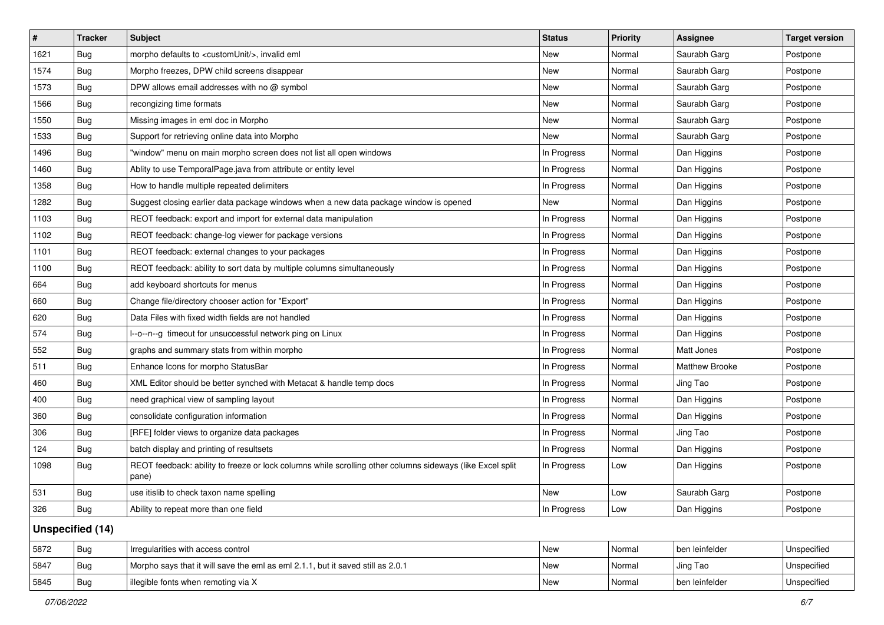| # | Tracker | Subject | Status | Priority | Assignee | Target version |
|---|---|---|---|---|---|---|
| 1621 | Bug | morpho defaults to <customUnit/>, invalid eml | New | Normal | Saurabh Garg | Postpone |
| 1574 | Bug | Morpho freezes, DPW child screens disappear | New | Normal | Saurabh Garg | Postpone |
| 1573 | Bug | DPW allows email addresses with no @ symbol | New | Normal | Saurabh Garg | Postpone |
| 1566 | Bug | recongizing time formats | New | Normal | Saurabh Garg | Postpone |
| 1550 | Bug | Missing images in eml doc in Morpho | New | Normal | Saurabh Garg | Postpone |
| 1533 | Bug | Support for retrieving online data into Morpho | New | Normal | Saurabh Garg | Postpone |
| 1496 | Bug | "window" menu on main morpho screen does not list all open windows | In Progress | Normal | Dan Higgins | Postpone |
| 1460 | Bug | Ablity to use TemporalPage.java from attribute or entity level | In Progress | Normal | Dan Higgins | Postpone |
| 1358 | Bug | How to handle multiple repeated delimiters | In Progress | Normal | Dan Higgins | Postpone |
| 1282 | Bug | Suggest closing earlier data package windows when a new data package window is opened | New | Normal | Dan Higgins | Postpone |
| 1103 | Bug | REOT feedback: export and import for external data manipulation | In Progress | Normal | Dan Higgins | Postpone |
| 1102 | Bug | REOT feedback: change-log viewer for package versions | In Progress | Normal | Dan Higgins | Postpone |
| 1101 | Bug | REOT feedback: external changes to your packages | In Progress | Normal | Dan Higgins | Postpone |
| 1100 | Bug | REOT feedback: ability to sort data by multiple columns simultaneously | In Progress | Normal | Dan Higgins | Postpone |
| 664 | Bug | add keyboard shortcuts for menus | In Progress | Normal | Dan Higgins | Postpone |
| 660 | Bug | Change file/directory chooser action for "Export" | In Progress | Normal | Dan Higgins | Postpone |
| 620 | Bug | Data Files with fixed width fields are not handled | In Progress | Normal | Dan Higgins | Postpone |
| 574 | Bug | l--o--n--g timeout for unsuccessful network ping on Linux | In Progress | Normal | Dan Higgins | Postpone |
| 552 | Bug | graphs and summary stats from within morpho | In Progress | Normal | Matt Jones | Postpone |
| 511 | Bug | Enhance Icons for morpho StatusBar | In Progress | Normal | Matthew Brooke | Postpone |
| 460 | Bug | XML Editor should be better synched with Metacat & handle temp docs | In Progress | Normal | Jing Tao | Postpone |
| 400 | Bug | need graphical view of sampling layout | In Progress | Normal | Dan Higgins | Postpone |
| 360 | Bug | consolidate configuration information | In Progress | Normal | Dan Higgins | Postpone |
| 306 | Bug | [RFE] folder views to organize data packages | In Progress | Normal | Jing Tao | Postpone |
| 124 | Bug | batch display and printing of resultsets | In Progress | Normal | Dan Higgins | Postpone |
| 1098 | Bug | REOT feedback: ability to freeze or lock columns while scrolling other columns sideways (like Excel split pane) | In Progress | Low | Dan Higgins | Postpone |
| 531 | Bug | use itislib to check taxon name spelling | New | Low | Saurabh Garg | Postpone |
| 326 | Bug | Ability to repeat more than one field | In Progress | Low | Dan Higgins | Postpone |
| **Unspecified (14)** | | | | | | |
| 5872 | Bug | Irregularities with access control | New | Normal | ben leinfelder | Unspecified |
| 5847 | Bug | Morpho says that it will save the eml as eml 2.1.1, but it saved still as 2.0.1 | New | Normal | Jing Tao | Unspecified |
| 5845 | Bug | illegible fonts when remoting via X | New | Normal | ben leinfelder | Unspecified |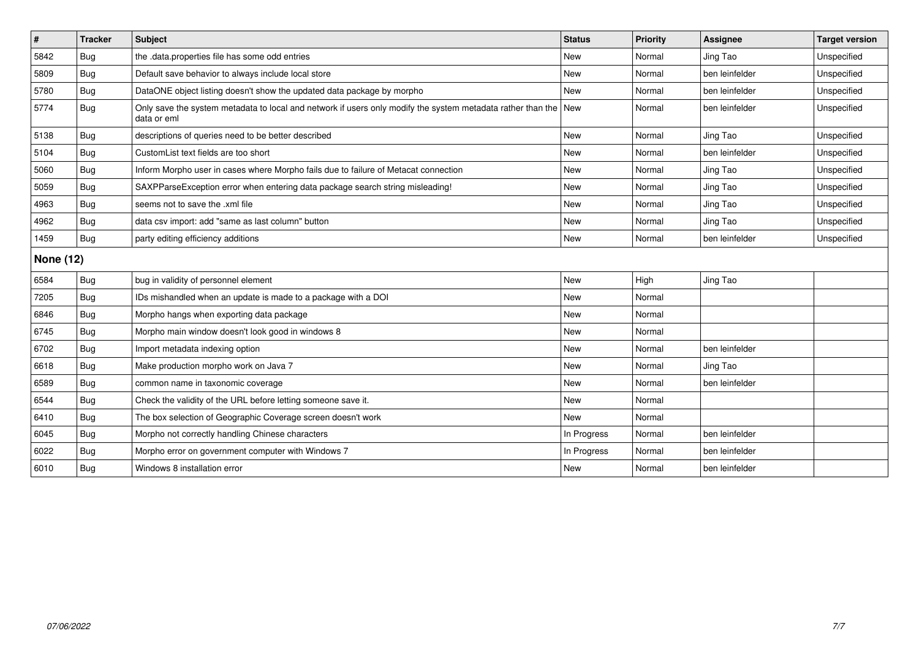| # | Tracker | Subject | Status | Priority | Assignee | Target version |
|---|---|---|---|---|---|---|
| 5842 | Bug | the .data.properties file has some odd entries | New | Normal | Jing Tao | Unspecified |
| 5809 | Bug | Default save behavior to always include local store | New | Normal | ben leinfelder | Unspecified |
| 5780 | Bug | DataONE object listing doesn't show the updated data package by morpho | New | Normal | ben leinfelder | Unspecified |
| 5774 | Bug | Only save the system metadata to local and network if users only modify the system metadata rather than the data or eml | New | Normal | ben leinfelder | Unspecified |
| 5138 | Bug | descriptions of queries need to be better described | New | Normal | Jing Tao | Unspecified |
| 5104 | Bug | CustomList text fields are too short | New | Normal | ben leinfelder | Unspecified |
| 5060 | Bug | Inform Morpho user in cases where Morpho fails due to failure of Metacat connection | New | Normal | Jing Tao | Unspecified |
| 5059 | Bug | SAXPParseException error when entering data package search string misleading! | New | Normal | Jing Tao | Unspecified |
| 4963 | Bug | seems not to save the .xml file | New | Normal | Jing Tao | Unspecified |
| 4962 | Bug | data csv import: add "same as last column" button | New | Normal | Jing Tao | Unspecified |
| 1459 | Bug | party editing efficiency additions | New | Normal | ben leinfelder | Unspecified |
| **None (12)** | | | | | | |
| 6584 | Bug | bug in validity of personnel element | New | High | Jing Tao | |
| 7205 | Bug | IDs mishandled when an update is made to a package with a DOI | New | Normal | | |
| 6846 | Bug | Morpho hangs when exporting data package | New | Normal | | |
| 6745 | Bug | Morpho main window doesn't look good in windows 8 | New | Normal | | |
| 6702 | Bug | Import metadata indexing option | New | Normal | ben leinfelder | |
| 6618 | Bug | Make production morpho work on Java 7 | New | Normal | Jing Tao | |
| 6589 | Bug | common name in taxonomic coverage | New | Normal | ben leinfelder | |
| 6544 | Bug | Check the validity of the URL before letting someone save it. | New | Normal | | |
| 6410 | Bug | The box selection of Geographic Coverage screen doesn't work | New | Normal | | |
| 6045 | Bug | Morpho not correctly handling Chinese characters | In Progress | Normal | ben leinfelder | |
| 6022 | Bug | Morpho error on government computer with Windows 7 | In Progress | Normal | ben leinfelder | |
| 6010 | Bug | Windows 8 installation error | New | Normal | ben leinfelder | |